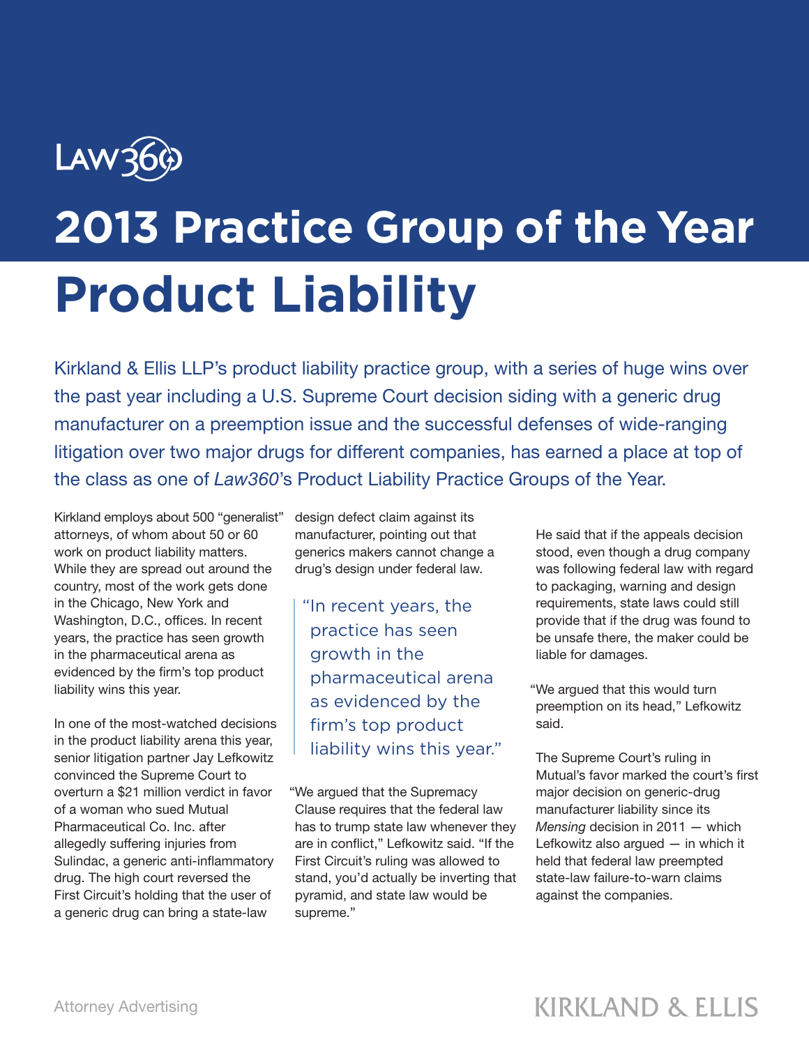Law360

# 2013 Practice Group of the Year

# Product Liability

Kirkland & Ellis LLP's product liability practice group, with a series of huge wins over the past year including a U.S. Supreme Court decision siding with a generic drug manufacturer on a preemption issue and the successful defenses of wide-ranging litigation over two major drugs for different companies, has earned a place at top of the class as one of *Law360*'s Product Liability Practice Groups of the Year.

Kirkland employs about 500 "generalist" attorneys, of whom about 50 or 60 work on product liability matters. While they are spread out around the country, most of the work gets done in the Chicago, New York and Washington, D.C., offices. In recent years, the practice has seen growth in the pharmaceutical arena as evidenced by the firm's top product liability wins this year.

In one of the most-watched decisions in the product liability arena this year, senior litigation partner Jay Lefkowitz convinced the Supreme Court to overturn a $21 million verdict in favor of a woman who sued Mutual Pharmaceutical Co. Inc. after allegedly suffering injuries from Sulindac, a generic anti-inflammatory drug. The high court reversed the First Circuit's holding that the user of a generic drug can bring a state-law design defect claim against its manufacturer, pointing out that generics makers cannot change a drug's design under federal law.

> "In recent years, the practice has seen growth in the pharmaceutical arena as evidenced by the firm's top product liability wins this year."

"We argued that the Supremacy Clause requires that the federal law has to trump state law whenever they are in conflict," Lefkowitz said. "If the First Circuit's ruling was allowed to stand, you'd actually be inverting that pyramid, and state law would be supreme."

He said that if the appeals decision stood, even though a drug company was following federal law with regard to packaging, warning and design requirements, state laws could still provide that if the drug was found to be unsafe there, the maker could be liable for damages.

"We argued that this would turn preemption on its head," Lefkowitz said.

The Supreme Court's ruling in Mutual's favor marked the court's first major decision on generic-drug manufacturer liability since its *Mensing* decision in 2011 — which Lefkowitz also argued — in which it held that federal law preempted state-law failure-to-warn claims against the companies.

Attorney Advertising

KIRKLAND & ELLIS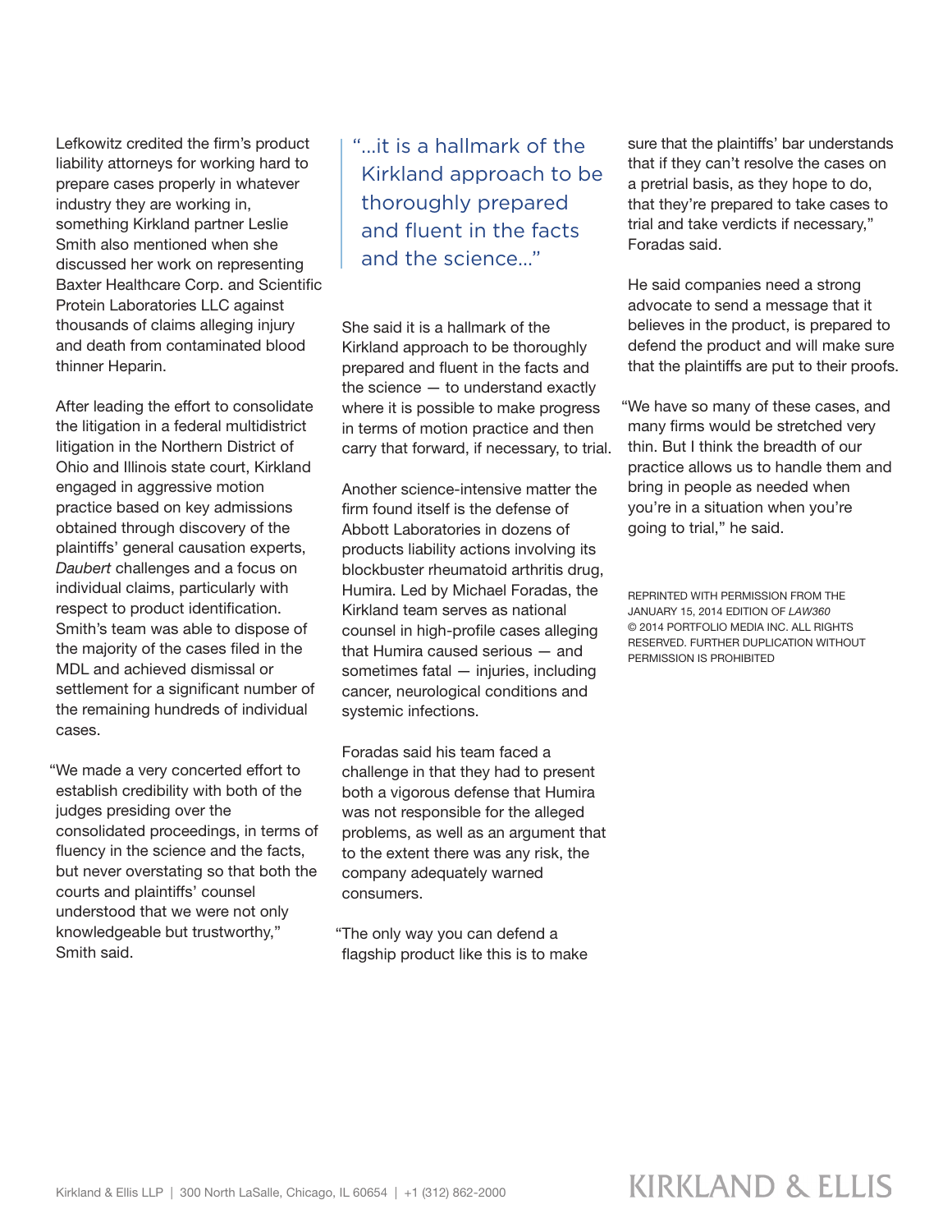Lefkowitz credited the firm's product liability attorneys for working hard to prepare cases properly in whatever industry they are working in, something Kirkland partner Leslie Smith also mentioned when she discussed her work on representing Baxter Healthcare Corp. and Scientific Protein Laboratories LLC against thousands of claims alleging injury and death from contaminated blood thinner Heparin.

After leading the effort to consolidate the litigation in a federal multidistrict litigation in the Northern District of Ohio and Illinois state court, Kirkland engaged in aggressive motion practice based on key admissions obtained through discovery of the plaintiffs' general causation experts, *Daubert* challenges and a focus on individual claims, particularly with respect to product identification. Smith's team was able to dispose of the majority of the cases filed in the MDL and achieved dismissal or settlement for a significant number of the remaining hundreds of individual cases.

"We made a very concerted effort to establish credibility with both of the judges presiding over the consolidated proceedings, in terms of fluency in the science and the facts, but never overstating so that both the courts and plaintiffs' counsel understood that we were not only knowledgeable but trustworthy," Smith said.

> "...it is a hallmark of the Kirkland approach to be thoroughly prepared and fluent in the facts and the science..."

She said it is a hallmark of the Kirkland approach to be thoroughly prepared and fluent in the facts and the science — to understand exactly where it is possible to make progress in terms of motion practice and then carry that forward, if necessary, to trial.

Another science-intensive matter the firm found itself is the defense of Abbott Laboratories in dozens of products liability actions involving its blockbuster rheumatoid arthritis drug, Humira. Led by Michael Foradas, the Kirkland team serves as national counsel in high-profile cases alleging that Humira caused serious — and sometimes fatal — injuries, including cancer, neurological conditions and systemic infections.

Foradas said his team faced a challenge in that they had to present both a vigorous defense that Humira was not responsible for the alleged problems, as well as an argument that to the extent there was any risk, the company adequately warned consumers.

"The only way you can defend a flagship product like this is to make sure that the plaintiffs' bar understands that if they can't resolve the cases on a pretrial basis, as they hope to do, that they're prepared to take cases to trial and take verdicts if necessary," Foradas said.

He said companies need a strong advocate to send a message that it believes in the product, is prepared to defend the product and will make sure that the plaintiffs are put to their proofs.

"We have so many of these cases, and many firms would be stretched very thin. But I think the breadth of our practice allows us to handle them and bring in people as needed when you're in a situation when you're going to trial," he said.

REPRINTED WITH PERMISSION FROM THE JANUARY 15, 2014 EDITION OF *LAW360* © 2014 PORTFOLIO MEDIA INC. ALL RIGHTS RESERVED. FURTHER DUPLICATION WITHOUT PERMISSION IS PROHIBITED

Kirkland & Ellis LLP | 300 North LaSalle, Chicago, IL 60654 | +1 (312) 862-2000

KIRKLAND & ELLIS